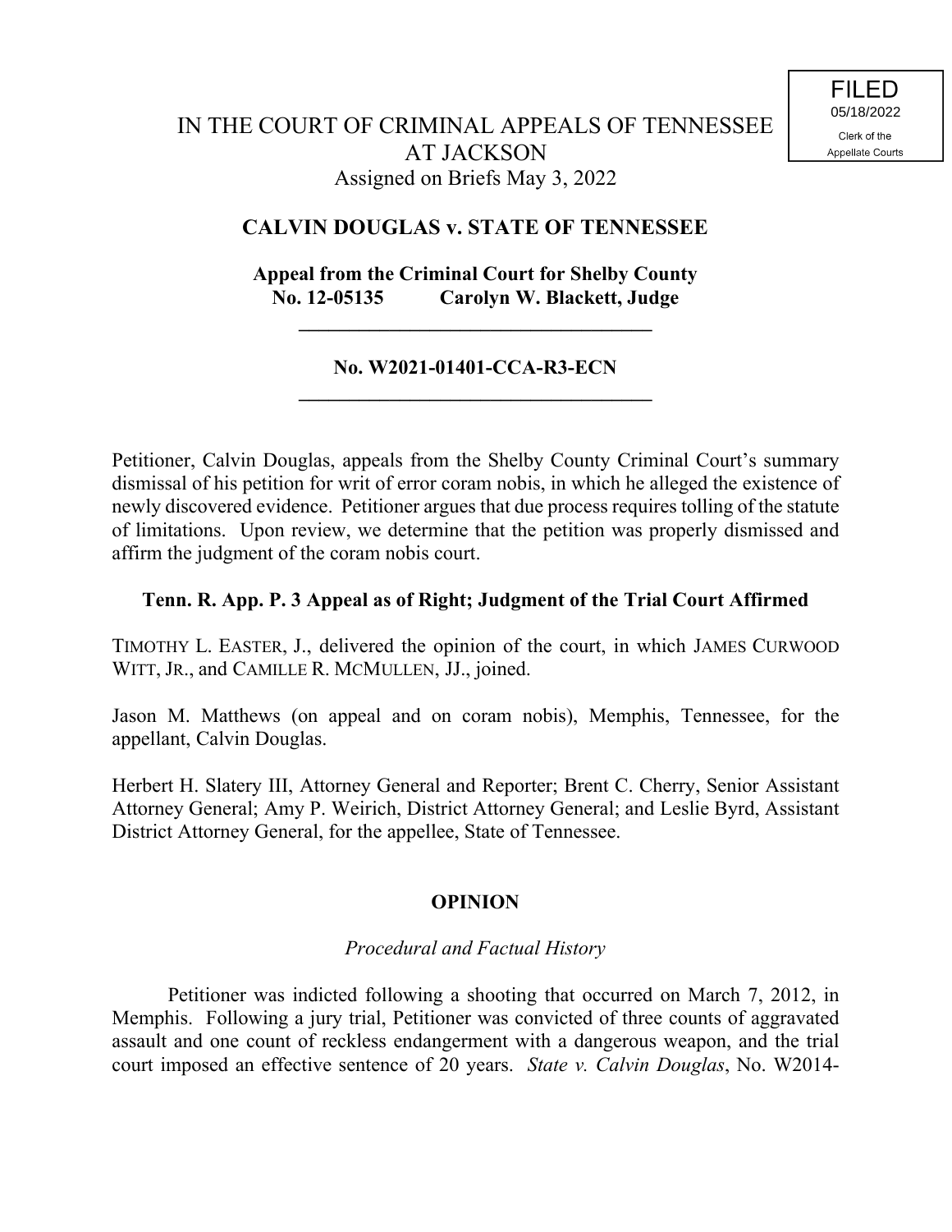FILED
05/18/2022
Clerk of the
Appellate Courts

# IN THE COURT OF CRIMINAL APPEALS OF TENNESSEE AT JACKSON

Assigned on Briefs May 3, 2022

## CALVIN DOUGLAS v. STATE OF TENNESSEE

**Appeal from the Criminal Court for Shelby County**
**No. 12-05135 Carolyn W. Blackett, Judge**

---

**No. W2021-01401-CCA-R3-ECN**

---

Petitioner, Calvin Douglas, appeals from the Shelby County Criminal Court's summary dismissal of his petition for writ of error coram nobis, in which he alleged the existence of newly discovered evidence. Petitioner argues that due process requires tolling of the statute of limitations. Upon review, we determine that the petition was properly dismissed and affirm the judgment of the coram nobis court.

**Tenn. R. App. P. 3 Appeal as of Right; Judgment of the Trial Court Affirmed**

TIMOTHY L. EASTER, J., delivered the opinion of the court, in which JAMES CURWOOD WITT, JR., and CAMILLE R. MCMULLEN, JJ., joined.

Jason M. Matthews (on appeal and on coram nobis), Memphis, Tennessee, for the appellant, Calvin Douglas.

Herbert H. Slatery III, Attorney General and Reporter; Brent C. Cherry, Senior Assistant Attorney General; Amy P. Weirich, District Attorney General; and Leslie Byrd, Assistant District Attorney General, for the appellee, State of Tennessee.

## OPINION

### *Procedural and Factual History*

Petitioner was indicted following a shooting that occurred on March 7, 2012, in Memphis. Following a jury trial, Petitioner was convicted of three counts of aggravated assault and one count of reckless endangerment with a dangerous weapon, and the trial court imposed an effective sentence of 20 years. *State v. Calvin Douglas*, No. W2014-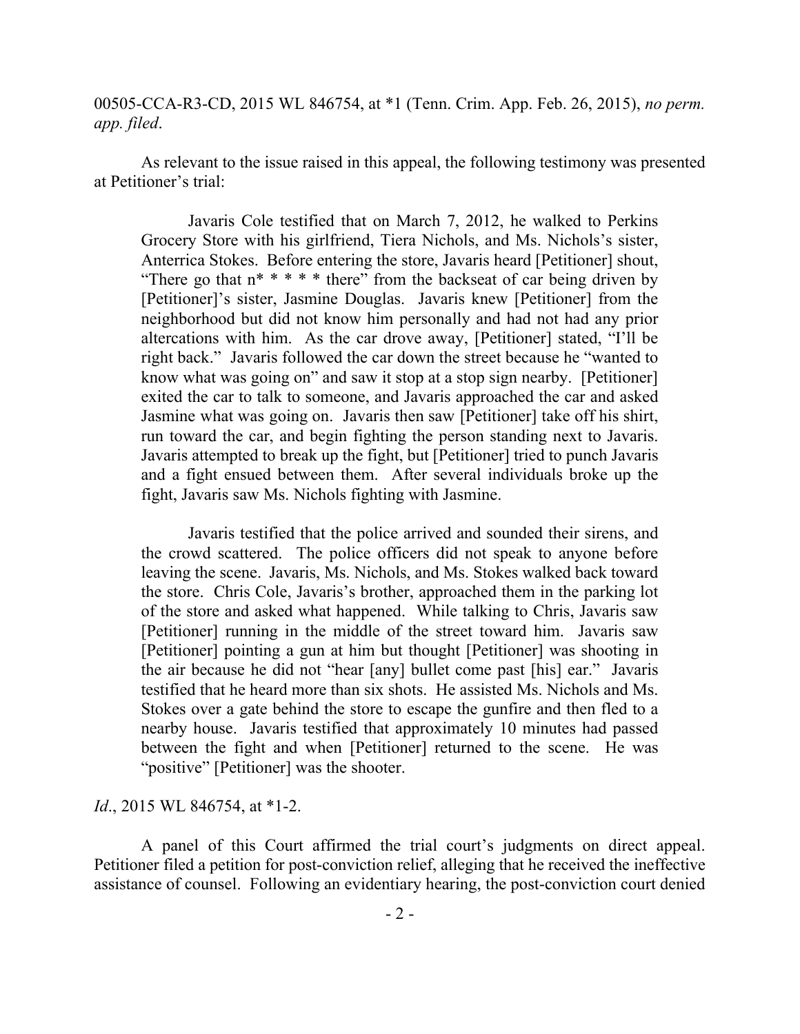00505-CCA-R3-CD, 2015 WL 846754, at *1 (Tenn. Crim. App. Feb. 26, 2015), *no perm. app. filed*.

As relevant to the issue raised in this appeal, the following testimony was presented at Petitioner's trial:

> Javaris Cole testified that on March 7, 2012, he walked to Perkins Grocery Store with his girlfriend, Tiera Nichols, and Ms. Nichols's sister, Anterrica Stokes. Before entering the store, Javaris heard [Petitioner] shout, "There go that n* * * * * there" from the backseat of car being driven by [Petitioner]'s sister, Jasmine Douglas. Javaris knew [Petitioner] from the neighborhood but did not know him personally and had not had any prior altercations with him. As the car drove away, [Petitioner] stated, "I'll be right back." Javaris followed the car down the street because he "wanted to know what was going on" and saw it stop at a stop sign nearby. [Petitioner] exited the car to talk to someone, and Javaris approached the car and asked Jasmine what was going on. Javaris then saw [Petitioner] take off his shirt, run toward the car, and begin fighting the person standing next to Javaris. Javaris attempted to break up the fight, but [Petitioner] tried to punch Javaris and a fight ensued between them. After several individuals broke up the fight, Javaris saw Ms. Nichols fighting with Jasmine.
>
> Javaris testified that the police arrived and sounded their sirens, and the crowd scattered. The police officers did not speak to anyone before leaving the scene. Javaris, Ms. Nichols, and Ms. Stokes walked back toward the store. Chris Cole, Javaris's brother, approached them in the parking lot of the store and asked what happened. While talking to Chris, Javaris saw [Petitioner] running in the middle of the street toward him. Javaris saw [Petitioner] pointing a gun at him but thought [Petitioner] was shooting in the air because he did not "hear [any] bullet come past [his] ear." Javaris testified that he heard more than six shots. He assisted Ms. Nichols and Ms. Stokes over a gate behind the store to escape the gunfire and then fled to a nearby house. Javaris testified that approximately 10 minutes had passed between the fight and when [Petitioner] returned to the scene. He was "positive" [Petitioner] was the shooter.

*Id*., 2015 WL 846754, at *1-2.

A panel of this Court affirmed the trial court's judgments on direct appeal. Petitioner filed a petition for post-conviction relief, alleging that he received the ineffective assistance of counsel. Following an evidentiary hearing, the post-conviction court denied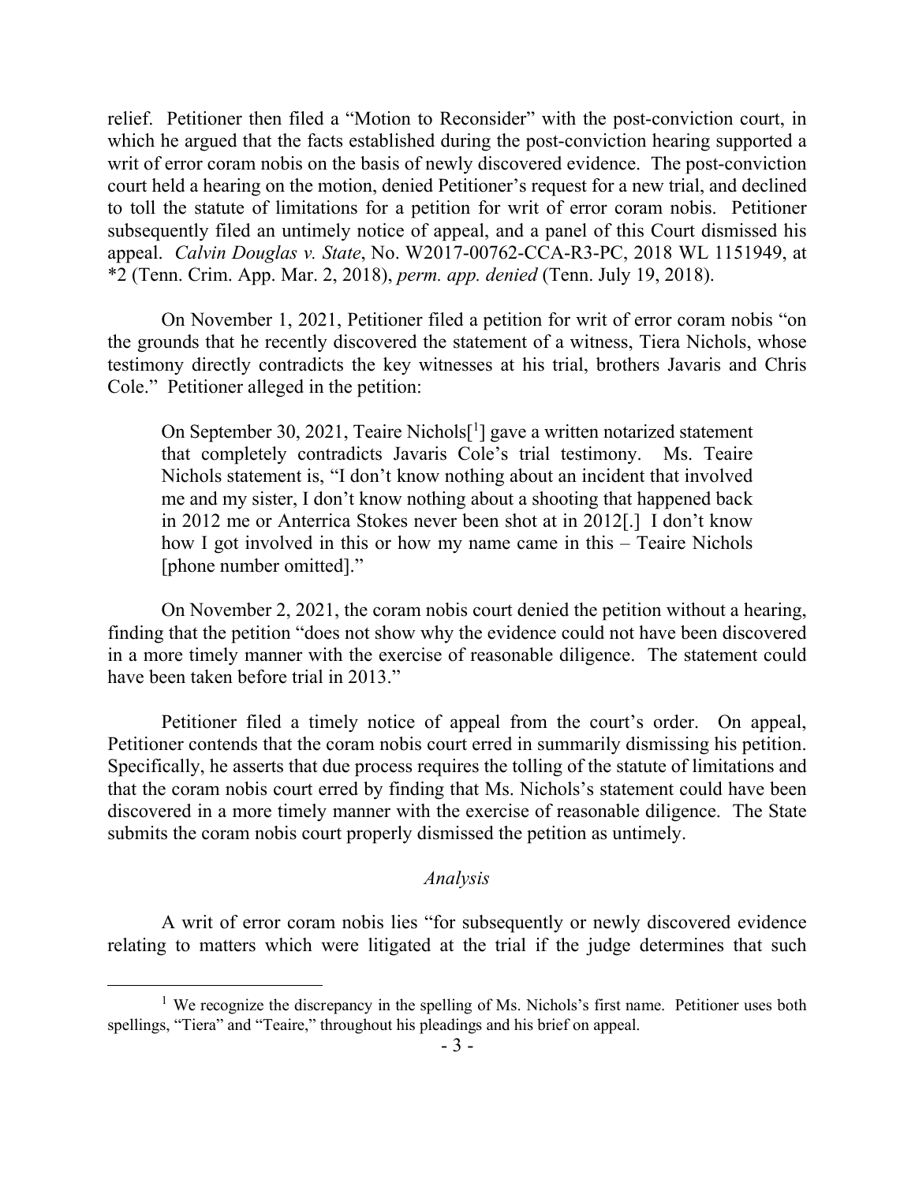relief. Petitioner then filed a "Motion to Reconsider" with the post-conviction court, in which he argued that the facts established during the post-conviction hearing supported a writ of error coram nobis on the basis of newly discovered evidence. The post-conviction court held a hearing on the motion, denied Petitioner's request for a new trial, and declined to toll the statute of limitations for a petition for writ of error coram nobis. Petitioner subsequently filed an untimely notice of appeal, and a panel of this Court dismissed his appeal. *Calvin Douglas v. State*, No. W2017-00762-CCA-R3-PC, 2018 WL 1151949, at *2 (Tenn. Crim. App. Mar. 2, 2018), *perm. app. denied* (Tenn. July 19, 2018).

On November 1, 2021, Petitioner filed a petition for writ of error coram nobis "on the grounds that he recently discovered the statement of a witness, Tiera Nichols, whose testimony directly contradicts the key witnesses at his trial, brothers Javaris and Chris Cole." Petitioner alleged in the petition:

> On September 30, 2021, Teaire Nichols[1] gave a written notarized statement that completely contradicts Javaris Cole's trial testimony. Ms. Teaire Nichols statement is, "I don't know nothing about an incident that involved me and my sister, I don't know nothing about a shooting that happened back in 2012 me or Anterrica Stokes never been shot at in 2012[.] I don't know how I got involved in this or how my name came in this – Teaire Nichols [phone number omitted]."

On November 2, 2021, the coram nobis court denied the petition without a hearing, finding that the petition "does not show why the evidence could not have been discovered in a more timely manner with the exercise of reasonable diligence. The statement could have been taken before trial in 2013."

Petitioner filed a timely notice of appeal from the court's order. On appeal, Petitioner contends that the coram nobis court erred in summarily dismissing his petition. Specifically, he asserts that due process requires the tolling of the statute of limitations and that the coram nobis court erred by finding that Ms. Nichols's statement could have been discovered in a more timely manner with the exercise of reasonable diligence. The State submits the coram nobis court properly dismissed the petition as untimely.

### *Analysis*

A writ of error coram nobis lies "for subsequently or newly discovered evidence relating to matters which were litigated at the trial if the judge determines that such

---

[1] We recognize the discrepancy in the spelling of Ms. Nichols's first name. Petitioner uses both spellings, "Tiera" and "Teaire," throughout his pleadings and his brief on appeal.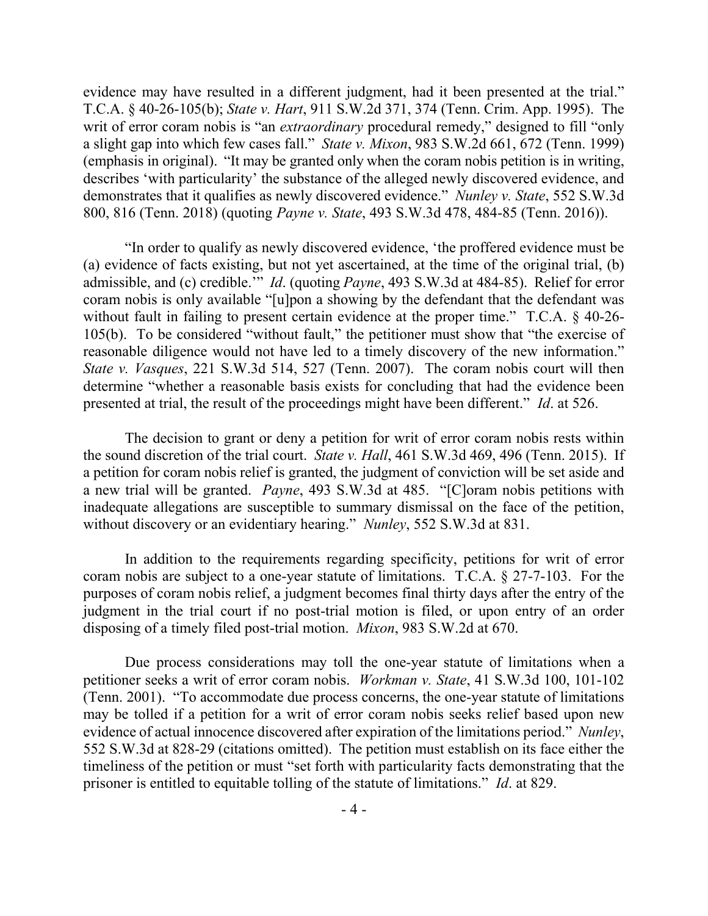evidence may have resulted in a different judgment, had it been presented at the trial." T.C.A. § 40-26-105(b); *State v. Hart*, 911 S.W.2d 371, 374 (Tenn. Crim. App. 1995). The writ of error coram nobis is "an *extraordinary* procedural remedy," designed to fill "only a slight gap into which few cases fall." *State v. Mixon*, 983 S.W.2d 661, 672 (Tenn. 1999) (emphasis in original). "It may be granted only when the coram nobis petition is in writing, describes 'with particularity' the substance of the alleged newly discovered evidence, and demonstrates that it qualifies as newly discovered evidence." *Nunley v. State*, 552 S.W.3d 800, 816 (Tenn. 2018) (quoting *Payne v. State*, 493 S.W.3d 478, 484-85 (Tenn. 2016)).

"In order to qualify as newly discovered evidence, 'the proffered evidence must be (a) evidence of facts existing, but not yet ascertained, at the time of the original trial, (b) admissible, and (c) credible.'" *Id*. (quoting *Payne*, 493 S.W.3d at 484-85). Relief for error coram nobis is only available "[u]pon a showing by the defendant that the defendant was without fault in failing to present certain evidence at the proper time." T.C.A. § 40-26-105(b). To be considered "without fault," the petitioner must show that "the exercise of reasonable diligence would not have led to a timely discovery of the new information." *State v. Vasques*, 221 S.W.3d 514, 527 (Tenn. 2007). The coram nobis court will then determine "whether a reasonable basis exists for concluding that had the evidence been presented at trial, the result of the proceedings might have been different." *Id*. at 526.

The decision to grant or deny a petition for writ of error coram nobis rests within the sound discretion of the trial court. *State v. Hall*, 461 S.W.3d 469, 496 (Tenn. 2015). If a petition for coram nobis relief is granted, the judgment of conviction will be set aside and a new trial will be granted. *Payne*, 493 S.W.3d at 485. "[C]oram nobis petitions with inadequate allegations are susceptible to summary dismissal on the face of the petition, without discovery or an evidentiary hearing." *Nunley*, 552 S.W.3d at 831.

In addition to the requirements regarding specificity, petitions for writ of error coram nobis are subject to a one-year statute of limitations. T.C.A. § 27-7-103. For the purposes of coram nobis relief, a judgment becomes final thirty days after the entry of the judgment in the trial court if no post-trial motion is filed, or upon entry of an order disposing of a timely filed post-trial motion. *Mixon*, 983 S.W.2d at 670.

Due process considerations may toll the one-year statute of limitations when a petitioner seeks a writ of error coram nobis. *Workman v. State*, 41 S.W.3d 100, 101-102 (Tenn. 2001). "To accommodate due process concerns, the one-year statute of limitations may be tolled if a petition for a writ of error coram nobis seeks relief based upon new evidence of actual innocence discovered after expiration of the limitations period." *Nunley*, 552 S.W.3d at 828-29 (citations omitted). The petition must establish on its face either the timeliness of the petition or must "set forth with particularity facts demonstrating that the prisoner is entitled to equitable tolling of the statute of limitations." *Id*. at 829.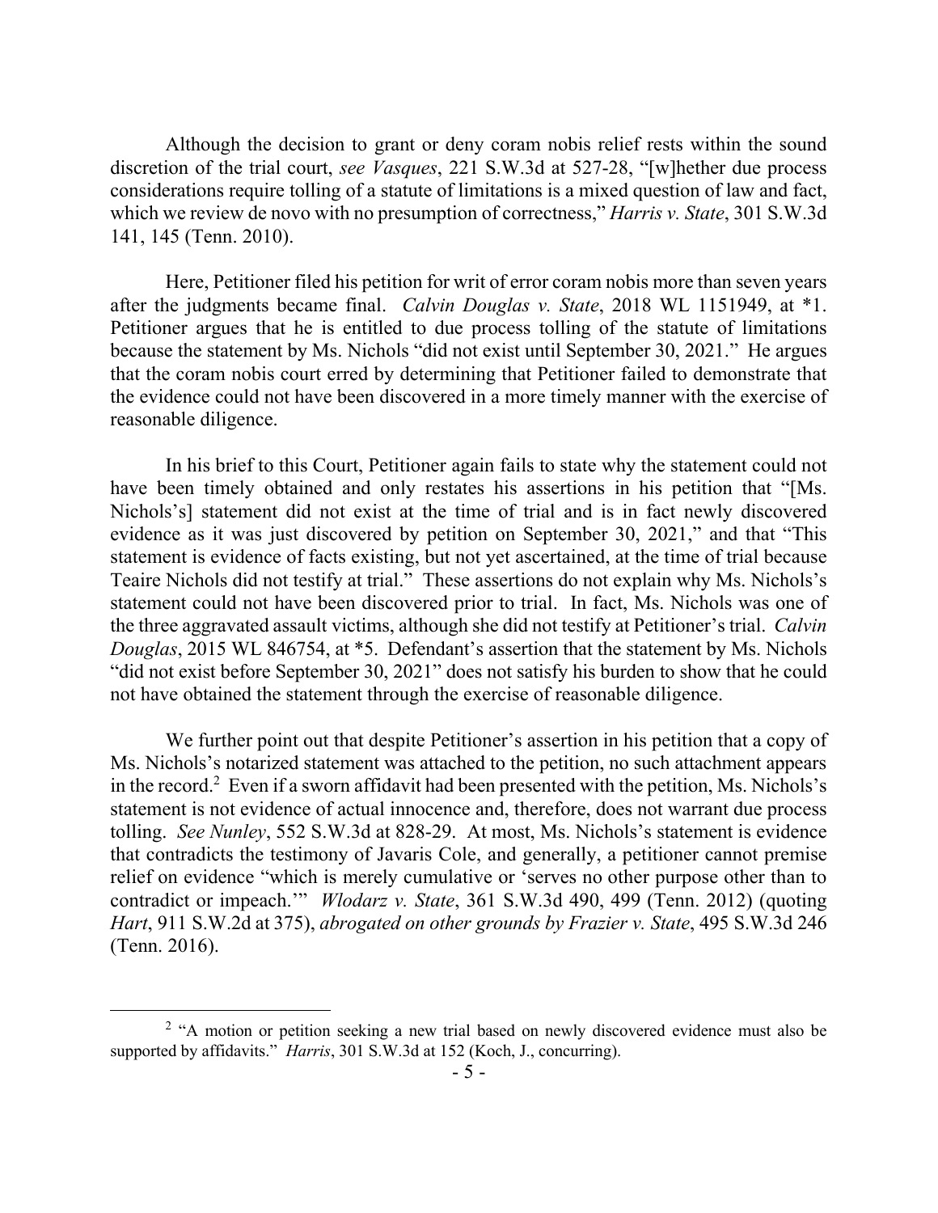Although the decision to grant or deny coram nobis relief rests within the sound discretion of the trial court, *see Vasques*, 221 S.W.3d at 527-28, "[w]hether due process considerations require tolling of a statute of limitations is a mixed question of law and fact, which we review de novo with no presumption of correctness," *Harris v. State*, 301 S.W.3d 141, 145 (Tenn. 2010).

Here, Petitioner filed his petition for writ of error coram nobis more than seven years after the judgments became final. *Calvin Douglas v. State*, 2018 WL 1151949, at *1. Petitioner argues that he is entitled to due process tolling of the statute of limitations because the statement by Ms. Nichols "did not exist until September 30, 2021." He argues that the coram nobis court erred by determining that Petitioner failed to demonstrate that the evidence could not have been discovered in a more timely manner with the exercise of reasonable diligence.

In his brief to this Court, Petitioner again fails to state why the statement could not have been timely obtained and only restates his assertions in his petition that "[Ms. Nichols's] statement did not exist at the time of trial and is in fact newly discovered evidence as it was just discovered by petition on September 30, 2021," and that "This statement is evidence of facts existing, but not yet ascertained, at the time of trial because Teaire Nichols did not testify at trial." These assertions do not explain why Ms. Nichols's statement could not have been discovered prior to trial. In fact, Ms. Nichols was one of the three aggravated assault victims, although she did not testify at Petitioner's trial. *Calvin Douglas*, 2015 WL 846754, at *5. Defendant's assertion that the statement by Ms. Nichols "did not exist before September 30, 2021" does not satisfy his burden to show that he could not have obtained the statement through the exercise of reasonable diligence.

We further point out that despite Petitioner's assertion in his petition that a copy of Ms. Nichols's notarized statement was attached to the petition, no such attachment appears in the record.[2] Even if a sworn affidavit had been presented with the petition, Ms. Nichols's statement is not evidence of actual innocence and, therefore, does not warrant due process tolling. *See Nunley*, 552 S.W.3d at 828-29. At most, Ms. Nichols's statement is evidence that contradicts the testimony of Javaris Cole, and generally, a petitioner cannot premise relief on evidence "which is merely cumulative or 'serves no other purpose other than to contradict or impeach.'" *Wlodarz v. State*, 361 S.W.3d 490, 499 (Tenn. 2012) (quoting *Hart*, 911 S.W.2d at 375), *abrogated on other grounds by Frazier v. State*, 495 S.W.3d 246 (Tenn. 2016).

---

[2] "A motion or petition seeking a new trial based on newly discovered evidence must also be supported by affidavits." *Harris*, 301 S.W.3d at 152 (Koch, J., concurring).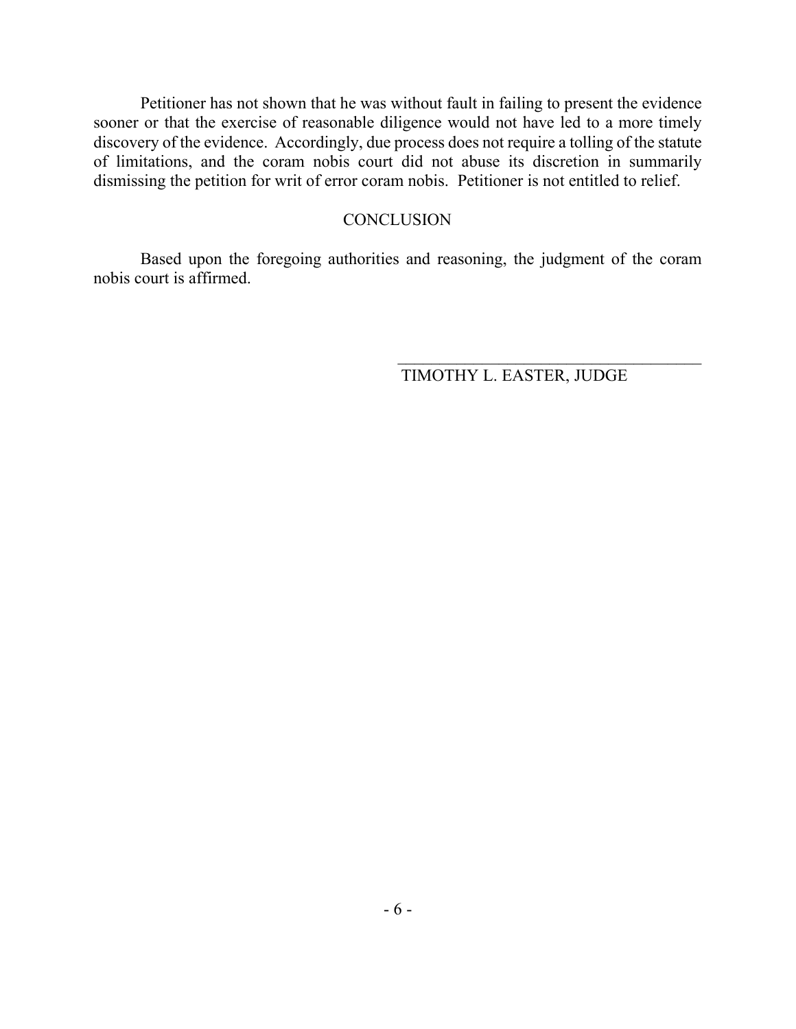Petitioner has not shown that he was without fault in failing to present the evidence sooner or that the exercise of reasonable diligence would not have led to a more timely discovery of the evidence. Accordingly, due process does not require a tolling of the statute of limitations, and the coram nobis court did not abuse its discretion in summarily dismissing the petition for writ of error coram nobis. Petitioner is not entitled to relief.

## CONCLUSION

Based upon the foregoing authorities and reasoning, the judgment of the coram nobis court is affirmed.

\_\_\_\_\_\_\_\_\_\_\_\_\_\_\_\_\_\_\_\_\_\_\_\_\_\_\_\_\_\_\_\_\_\_\_\_\_\_

TIMOTHY L. EASTER, JUDGE